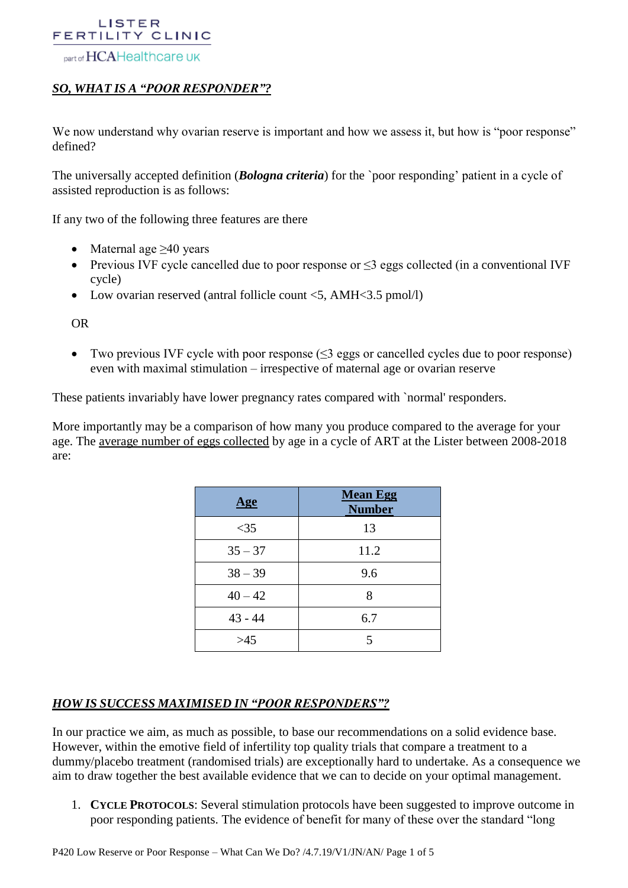LISTER FERTILITY CLINIC

part of HCAHealthcare UK

## *SO, WHAT IS A "POOR RESPONDER"?*

We now understand why ovarian reserve is important and how we assess it, but how is "poor response" defined?

The universally accepted definition (***Bologna criteria***) for the `poor responding' patient in a cycle of assisted reproduction is as follows:

If any two of the following three features are there

- Maternal age ≥40 years
- Previous IVF cycle cancelled due to poor response or ≤3 eggs collected (in a conventional IVF cycle)
- Low ovarian reserved (antral follicle count <5, AMH<3.5 pmol/l)

OR

- Two previous IVF cycle with poor response (≤3 eggs or cancelled cycles due to poor response) even with maximal stimulation – irrespective of maternal age or ovarian reserve

These patients invariably have lower pregnancy rates compared with `normal' responders.

More importantly may be a comparison of how many you produce compared to the average for your age. The average number of eggs collected by age in a cycle of ART at the Lister between 2008-2018 are:

| Age | Mean Egg Number |
|---|---|
| <35 | 13 |
| 35 – 37 | 11.2 |
| 38 – 39 | 9.6 |
| 40 – 42 | 8 |
| 43 - 44 | 6.7 |
| >45 | 5 |

## *HOW IS SUCCESS MAXIMISED IN "POOR RESPONDERS"?*

In our practice we aim, as much as possible, to base our recommendations on a solid evidence base. However, within the emotive field of infertility top quality trials that compare a treatment to a dummy/placebo treatment (randomised trials) are exceptionally hard to undertake. As a consequence we aim to draw together the best available evidence that we can to decide on your optimal management.

1. **Cycle Protocols**: Several stimulation protocols have been suggested to improve outcome in poor responding patients. The evidence of benefit for many of these over the standard "long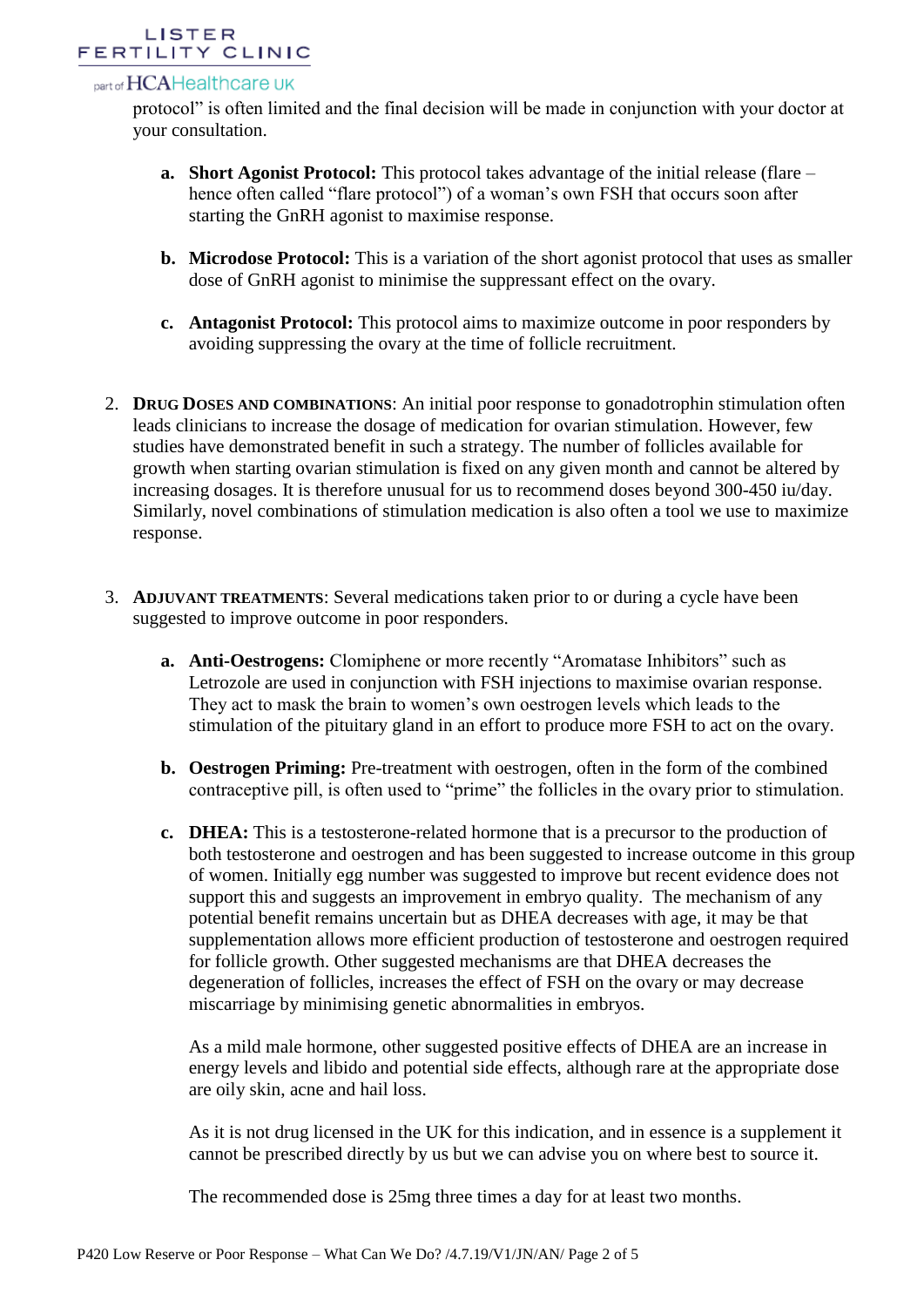protocol" is often limited and the final decision will be made in conjunction with your doctor at your consultation.

   a. **Short Agonist Protocol:** This protocol takes advantage of the initial release (flare – hence often called "flare protocol") of a woman's own FSH that occurs soon after starting the GnRH agonist to maximise response.

   b. **Microdose Protocol:** This is a variation of the short agonist protocol that uses as smaller dose of GnRH agonist to minimise the suppressant effect on the ovary.

   c. **Antagonist Protocol:** This protocol aims to maximize outcome in poor responders by avoiding suppressing the ovary at the time of follicle recruitment.

2. **DRUG DOSES AND COMBINATIONS**: An initial poor response to gonadotrophin stimulation often leads clinicians to increase the dosage of medication for ovarian stimulation. However, few studies have demonstrated benefit in such a strategy. The number of follicles available for growth when starting ovarian stimulation is fixed on any given month and cannot be altered by increasing dosages. It is therefore unusual for us to recommend doses beyond 300-450 iu/day. Similarly, novel combinations of stimulation medication is also often a tool we use to maximize response.

3. **ADJUVANT TREATMENTS**: Several medications taken prior to or during a cycle have been suggested to improve outcome in poor responders.

   a. **Anti-Oestrogens:** Clomiphene or more recently "Aromatase Inhibitors" such as Letrozole are used in conjunction with FSH injections to maximise ovarian response. They act to mask the brain to women's own oestrogen levels which leads to the stimulation of the pituitary gland in an effort to produce more FSH to act on the ovary.

   b. **Oestrogen Priming:** Pre-treatment with oestrogen, often in the form of the combined contraceptive pill, is often used to "prime" the follicles in the ovary prior to stimulation.

   c. **DHEA:** This is a testosterone-related hormone that is a precursor to the production of both testosterone and oestrogen and has been suggested to increase outcome in this group of women. Initially egg number was suggested to improve but recent evidence does not support this and suggests an improvement in embryo quality. The mechanism of any potential benefit remains uncertain but as DHEA decreases with age, it may be that supplementation allows more efficient production of testosterone and oestrogen required for follicle growth. Other suggested mechanisms are that DHEA decreases the degeneration of follicles, increases the effect of FSH on the ovary or may decrease miscarriage by minimising genetic abnormalities in embryos.

      As a mild male hormone, other suggested positive effects of DHEA are an increase in energy levels and libido and potential side effects, although rare at the appropriate dose are oily skin, acne and hail loss.

      As it is not drug licensed in the UK for this indication, and in essence is a supplement it cannot be prescribed directly by us but we can advise you on where best to source it.

      The recommended dose is 25mg three times a day for at least two months.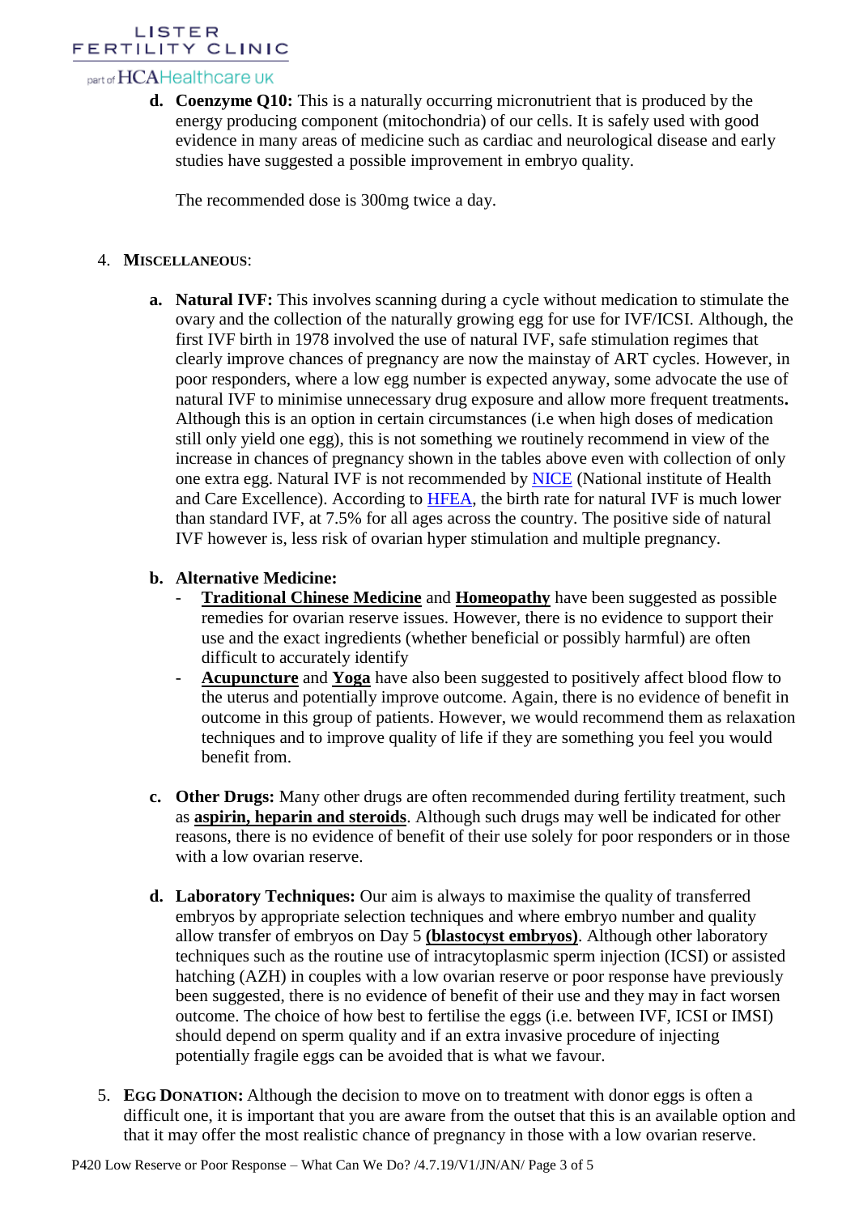d. **Coenzyme Q10:** This is a naturally occurring micronutrient that is produced by the energy producing component (mitochondria) of our cells. It is safely used with good evidence in many areas of medicine such as cardiac and neurological disease and early studies have suggested a possible improvement in embryo quality.

   The recommended dose is 300mg twice a day.

4. **MISCELLANEOUS**:

   a. **Natural IVF:** This involves scanning during a cycle without medication to stimulate the ovary and the collection of the naturally growing egg for use for IVF/ICSI. Although, the first IVF birth in 1978 involved the use of natural IVF, safe stimulation regimes that clearly improve chances of pregnancy are now the mainstay of ART cycles. However, in poor responders, where a low egg number is expected anyway, some advocate the use of natural IVF to minimise unnecessary drug exposure and allow more frequent treatments**.** Although this is an option in certain circumstances (i.e when high doses of medication still only yield one egg), this is not something we routinely recommend in view of the increase in chances of pregnancy shown in the tables above even with collection of only one extra egg. Natural IVF is not recommended by NICE (National institute of Health and Care Excellence). According to HFEA, the birth rate for natural IVF is much lower than standard IVF, at 7.5% for all ages across the country. The positive side of natural IVF however is, less risk of ovarian hyper stimulation and multiple pregnancy.

   b. **Alternative Medicine:**
      - **Traditional Chinese Medicine** and **Homeopathy** have been suggested as possible remedies for ovarian reserve issues. However, there is no evidence to support their use and the exact ingredients (whether beneficial or possibly harmful) are often difficult to accurately identify
      - **Acupuncture** and **Yoga** have also been suggested to positively affect blood flow to the uterus and potentially improve outcome. Again, there is no evidence of benefit in outcome in this group of patients. However, we would recommend them as relaxation techniques and to improve quality of life if they are something you feel you would benefit from.

   c. **Other Drugs:** Many other drugs are often recommended during fertility treatment, such as **aspirin, heparin and steroids**. Although such drugs may well be indicated for other reasons, there is no evidence of benefit of their use solely for poor responders or in those with a low ovarian reserve.

   d. **Laboratory Techniques:** Our aim is always to maximise the quality of transferred embryos by appropriate selection techniques and where embryo number and quality allow transfer of embryos on Day 5 **(blastocyst embryos)**. Although other laboratory techniques such as the routine use of intracytoplasmic sperm injection (ICSI) or assisted hatching (AZH) in couples with a low ovarian reserve or poor response have previously been suggested, there is no evidence of benefit of their use and they may in fact worsen outcome. The choice of how best to fertilise the eggs (i.e. between IVF, ICSI or IMSI) should depend on sperm quality and if an extra invasive procedure of injecting potentially fragile eggs can be avoided that is what we favour.

5. **EGG DONATION:** Although the decision to move on to treatment with donor eggs is often a difficult one, it is important that you are aware from the outset that this is an available option and that it may offer the most realistic chance of pregnancy in those with a low ovarian reserve.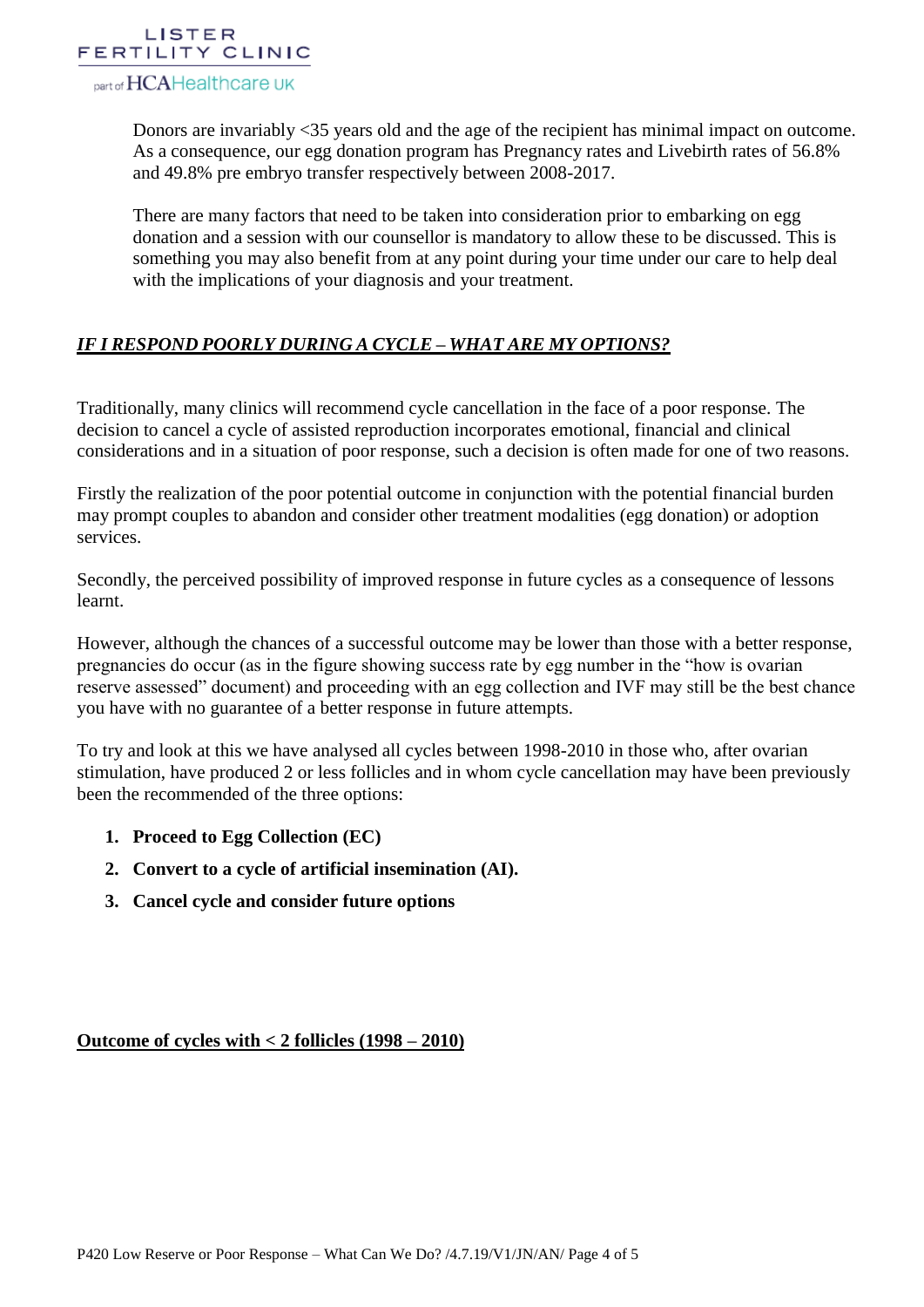Donors are invariably <35 years old and the age of the recipient has minimal impact on outcome. As a consequence, our egg donation program has Pregnancy rates and Livebirth rates of 56.8% and 49.8% pre embryo transfer respectively between 2008-2017.

There are many factors that need to be taken into consideration prior to embarking on egg donation and a session with our counsellor is mandatory to allow these to be discussed. This is something you may also benefit from at any point during your time under our care to help deal with the implications of your diagnosis and your treatment.

## ***IF I RESPOND POORLY DURING A CYCLE – WHAT ARE MY OPTIONS?***

Traditionally, many clinics will recommend cycle cancellation in the face of a poor response. The decision to cancel a cycle of assisted reproduction incorporates emotional, financial and clinical considerations and in a situation of poor response, such a decision is often made for one of two reasons.

Firstly the realization of the poor potential outcome in conjunction with the potential financial burden may prompt couples to abandon and consider other treatment modalities (egg donation) or adoption services.

Secondly, the perceived possibility of improved response in future cycles as a consequence of lessons learnt.

However, although the chances of a successful outcome may be lower than those with a better response, pregnancies do occur (as in the figure showing success rate by egg number in the "how is ovarian reserve assessed" document) and proceeding with an egg collection and IVF may still be the best chance you have with no guarantee of a better response in future attempts.

To try and look at this we have analysed all cycles between 1998-2010 in those who, after ovarian stimulation, have produced 2 or less follicles and in whom cycle cancellation may have been previously been the recommended of the three options:

1. **Proceed to Egg Collection (EC)**
2. **Convert to a cycle of artificial insemination (AI).**
3. **Cancel cycle and consider future options**

**Outcome of cycles with < 2 follicles (1998 – 2010)**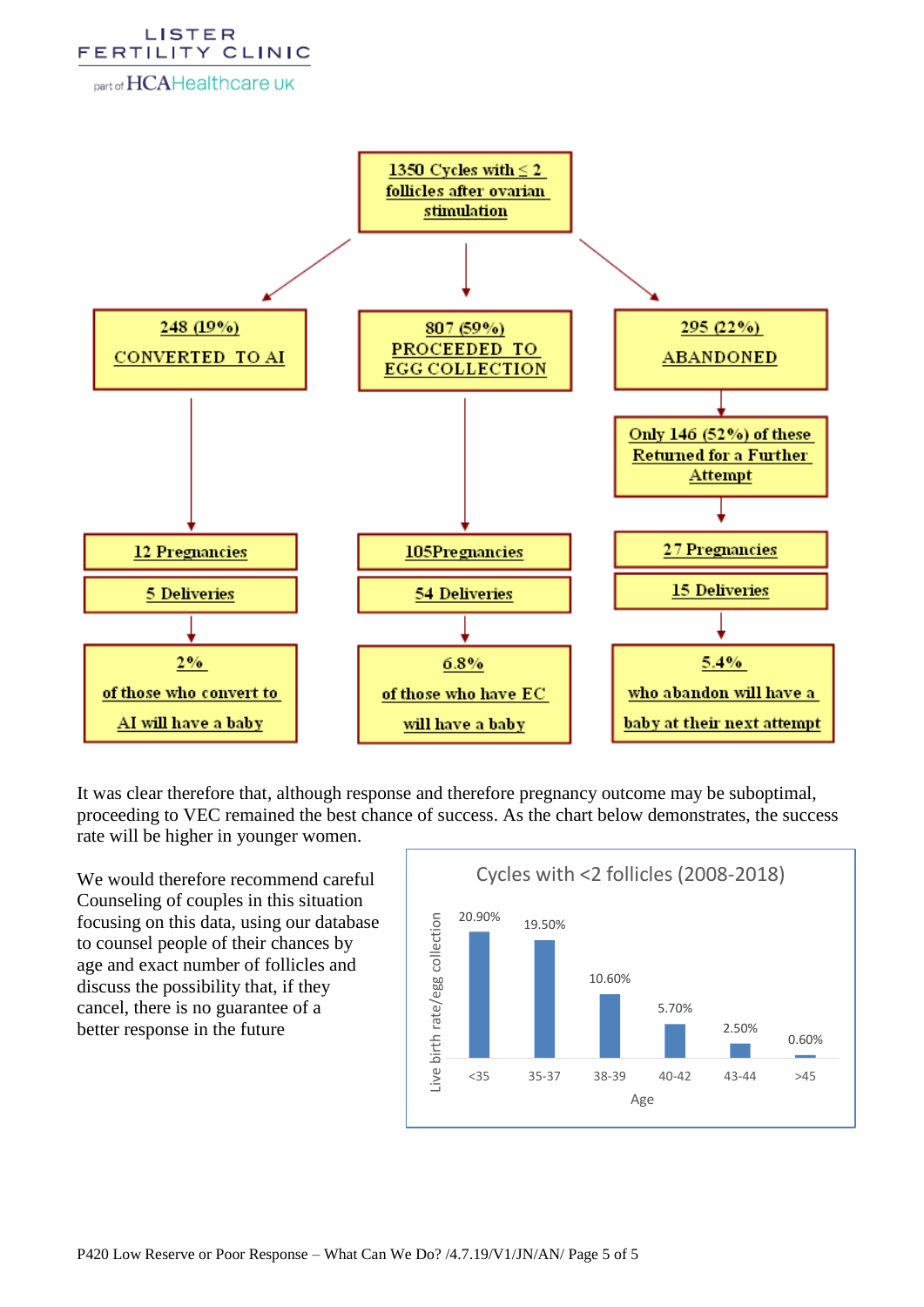**1350 Cycles with ≤ 2 follicles after ovarian stimulation**

**248 (19%)**
**CONVERTED TO AI**

**807 (59%)**
**PROCEEDED TO EGG COLLECTION**

**295 (22%)**
**ABANDONED**

**Only 146 (52%) of these Returned for a Further Attempt**

**12 Pregnancies**

**5 Deliveries**

**2%**
**of those who convert to AI will have a baby**

**105Pregnancies**

**54 Deliveries**

**6.8%**
**of those who have EC will have a baby**

**27 Pregnancies**

**15 Deliveries**

**5.4%**
**who abandon will have a baby at their next attempt**

It was clear therefore that, although response and therefore pregnancy outcome may be suboptimal, proceeding to VEC remained the best chance of success. As the chart below demonstrates, the success rate will be higher in younger women.

We would therefore recommend careful Counseling of couples in this situation focusing on this data, using our database to counsel people of their chances by age and exact number of follicles and discuss the possibility that, if they cancel, there is no guarantee of a better response in the future

Cycles with <2 follicles (2008-2018)

Live birth rate/egg collection

20.90%
19.50%
10.60%
5.70%
2.50%
0.60%

<35
35-37
38-39
40-42
43-44
>45

Age